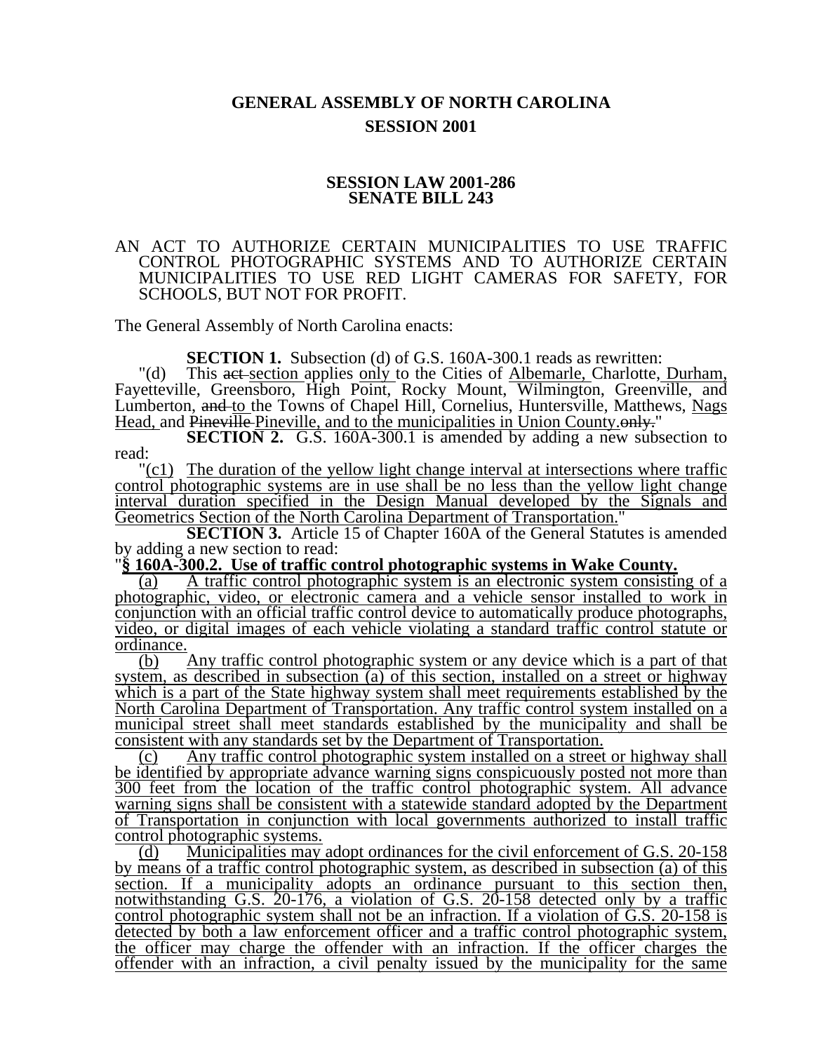# GENERAL ASSEMBLY OF NORTH CAROLINA
## SESSION 2001

### SESSION LAW 2001-286
### SENATE BILL 243

AN ACT TO AUTHORIZE CERTAIN MUNICIPALITIES TO USE TRAFFIC CONTROL PHOTOGRAPHIC SYSTEMS AND TO AUTHORIZE CERTAIN MUNICIPALITIES TO USE RED LIGHT CAMERAS FOR SAFETY, FOR SCHOOLS, BUT NOT FOR PROFIT.

The General Assembly of North Carolina enacts:

**SECTION 1.** Subsection (d) of G.S. 160A-300.1 reads as rewritten:

"(d) This ~~act~~ section applies only to the Cities of Albemarle, Charlotte, Durham, Fayetteville, Greensboro, High Point, Rocky Mount, Wilmington, Greenville, and Lumberton, ~~and~~ to the Towns of Chapel Hill, Cornelius, Huntersville, Matthews, Nags Head, and ~~Pineville~~ Pineville, and to the municipalities in Union County.~~only.~~"

**SECTION 2.** G.S. 160A-300.1 is amended by adding a new subsection to read:

"(c1) The duration of the yellow light change interval at intersections where traffic control photographic systems are in use shall be no less than the yellow light change interval duration specified in the Design Manual developed by the Signals and Geometrics Section of the North Carolina Department of Transportation."

**SECTION 3.** Article 15 of Chapter 160A of the General Statutes is amended by adding a new section to read:

"**§ 160A-300.2. Use of traffic control photographic systems in Wake County.**

(a) A traffic control photographic system is an electronic system consisting of a photographic, video, or electronic camera and a vehicle sensor installed to work in conjunction with an official traffic control device to automatically produce photographs, video, or digital images of each vehicle violating a standard traffic control statute or ordinance.

(b) Any traffic control photographic system or any device which is a part of that system, as described in subsection (a) of this section, installed on a street or highway which is a part of the State highway system shall meet requirements established by the North Carolina Department of Transportation. Any traffic control system installed on a municipal street shall meet standards established by the municipality and shall be consistent with any standards set by the Department of Transportation.

(c) Any traffic control photographic system installed on a street or highway shall be identified by appropriate advance warning signs conspicuously posted not more than 300 feet from the location of the traffic control photographic system. All advance warning signs shall be consistent with a statewide standard adopted by the Department of Transportation in conjunction with local governments authorized to install traffic control photographic systems.

(d) Municipalities may adopt ordinances for the civil enforcement of G.S. 20-158 by means of a traffic control photographic system, as described in subsection (a) of this section. If a municipality adopts an ordinance pursuant to this section then, notwithstanding G.S. 20-176, a violation of G.S. 20-158 detected only by a traffic control photographic system shall not be an infraction. If a violation of G.S. 20-158 is detected by both a law enforcement officer and a traffic control photographic system, the officer may charge the offender with an infraction. If the officer charges the offender with an infraction, a civil penalty issued by the municipality for the same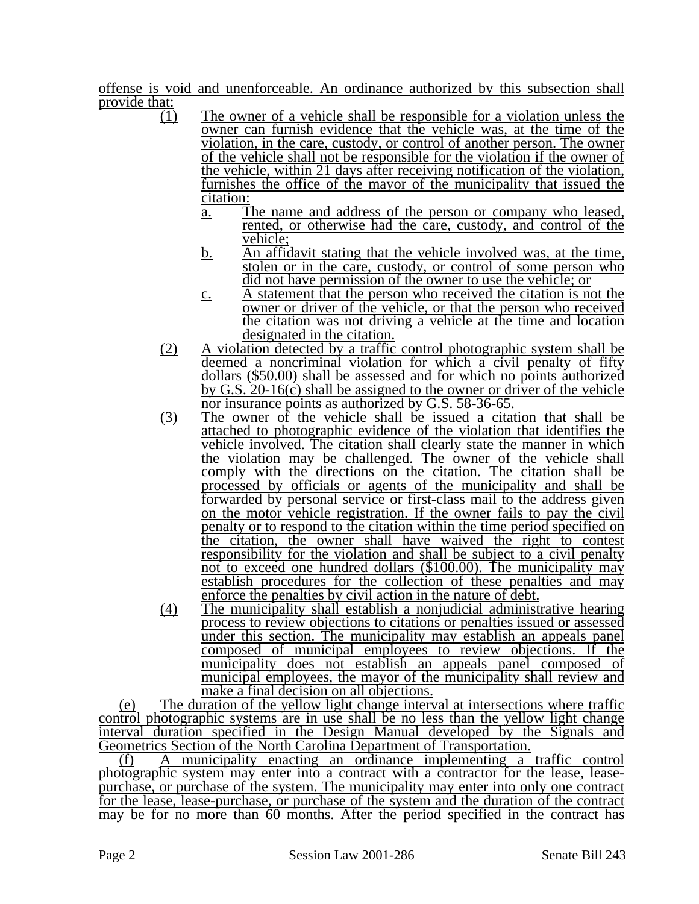offense is void and unenforceable. An ordinance authorized by this subsection shall provide that:

(1) The owner of a vehicle shall be responsible for a violation unless the owner can furnish evidence that the vehicle was, at the time of the violation, in the care, custody, or control of another person. The owner of the vehicle shall not be responsible for the violation if the owner of the vehicle, within 21 days after receiving notification of the violation, furnishes the office of the mayor of the municipality that issued the citation:

   a. The name and address of the person or company who leased, rented, or otherwise had the care, custody, and control of the vehicle;

   b. An affidavit stating that the vehicle involved was, at the time, stolen or in the care, custody, or control of some person who did not have permission of the owner to use the vehicle; or

   c. A statement that the person who received the citation is not the owner or driver of the vehicle, or that the person who received the citation was not driving a vehicle at the time and location designated in the citation.

(2) A violation detected by a traffic control photographic system shall be deemed a noncriminal violation for which a civil penalty of fifty dollars ($50.00) shall be assessed and for which no points authorized by G.S. 20-16(c) shall be assigned to the owner or driver of the vehicle nor insurance points as authorized by G.S. 58-36-65.

(3) The owner of the vehicle shall be issued a citation that shall be attached to photographic evidence of the violation that identifies the vehicle involved. The citation shall clearly state the manner in which the violation may be challenged. The owner of the vehicle shall comply with the directions on the citation. The citation shall be processed by officials or agents of the municipality and shall be forwarded by personal service or first-class mail to the address given on the motor vehicle registration. If the owner fails to pay the civil penalty or to respond to the citation within the time period specified on the citation, the owner shall have waived the right to contest responsibility for the violation and shall be subject to a civil penalty not to exceed one hundred dollars ($100.00). The municipality may establish procedures for the collection of these penalties and may enforce the penalties by civil action in the nature of debt.

(4) The municipality shall establish a nonjudicial administrative hearing process to review objections to citations or penalties issued or assessed under this section. The municipality may establish an appeals panel composed of municipal employees to review objections. If the municipality does not establish an appeals panel composed of municipal employees, the mayor of the municipality shall review and make a final decision on all objections.

(e) The duration of the yellow light change interval at intersections where traffic control photographic systems are in use shall be no less than the yellow light change interval duration specified in the Design Manual developed by the Signals and Geometrics Section of the North Carolina Department of Transportation.

(f) A municipality enacting an ordinance implementing a traffic control photographic system may enter into a contract with a contractor for the lease, lease-purchase, or purchase of the system. The municipality may enter into only one contract for the lease, lease-purchase, or purchase of the system and the duration of the contract may be for no more than 60 months. After the period specified in the contract has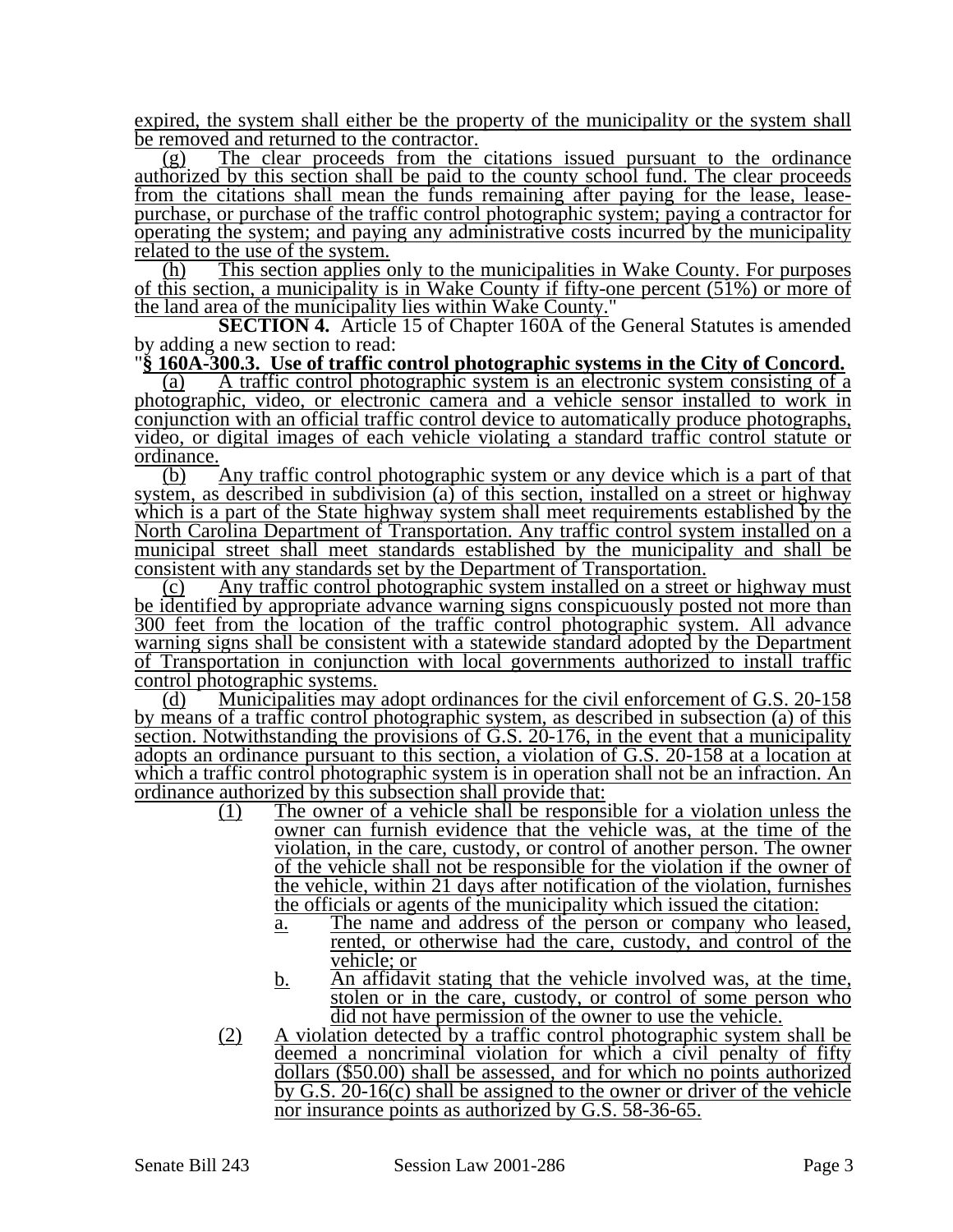expired, the system shall either be the property of the municipality or the system shall be removed and returned to the contractor.

(g) The clear proceeds from the citations issued pursuant to the ordinance authorized by this section shall be paid to the county school fund. The clear proceeds from the citations shall mean the funds remaining after paying for the lease, lease-purchase, or purchase of the traffic control photographic system; paying a contractor for operating the system; and paying any administrative costs incurred by the municipality related to the use of the system.

(h) This section applies only to the municipalities in Wake County. For purposes of this section, a municipality is in Wake County if fifty-one percent (51%) or more of the land area of the municipality lies within Wake County."

**SECTION 4.** Article 15 of Chapter 160A of the General Statutes is amended by adding a new section to read:

"**§ 160A-300.3. Use of traffic control photographic systems in the City of Concord.**

(a) A traffic control photographic system is an electronic system consisting of a photographic, video, or electronic camera and a vehicle sensor installed to work in conjunction with an official traffic control device to automatically produce photographs, video, or digital images of each vehicle violating a standard traffic control statute or ordinance.

(b) Any traffic control photographic system or any device which is a part of that system, as described in subdivision (a) of this section, installed on a street or highway which is a part of the State highway system shall meet requirements established by the North Carolina Department of Transportation. Any traffic control system installed on a municipal street shall meet standards established by the municipality and shall be consistent with any standards set by the Department of Transportation.

(c) Any traffic control photographic system installed on a street or highway must be identified by appropriate advance warning signs conspicuously posted not more than 300 feet from the location of the traffic control photographic system. All advance warning signs shall be consistent with a statewide standard adopted by the Department of Transportation in conjunction with local governments authorized to install traffic control photographic systems.

(d) Municipalities may adopt ordinances for the civil enforcement of G.S. 20-158 by means of a traffic control photographic system, as described in subsection (a) of this section. Notwithstanding the provisions of G.S. 20-176, in the event that a municipality adopts an ordinance pursuant to this section, a violation of G.S. 20-158 at a location at which a traffic control photographic system is in operation shall not be an infraction. An ordinance authorized by this subsection shall provide that:

(1) The owner of a vehicle shall be responsible for a violation unless the owner can furnish evidence that the vehicle was, at the time of the violation, in the care, custody, or control of another person. The owner of the vehicle shall not be responsible for the violation if the owner of the vehicle, within 21 days after notification of the violation, furnishes the officials or agents of the municipality which issued the citation:

a. The name and address of the person or company who leased, rented, or otherwise had the care, custody, and control of the vehicle; or

b. An affidavit stating that the vehicle involved was, at the time, stolen or in the care, custody, or control of some person who did not have permission of the owner to use the vehicle.

(2) A violation detected by a traffic control photographic system shall be deemed a noncriminal violation for which a civil penalty of fifty dollars ($50.00) shall be assessed, and for which no points authorized by G.S. 20-16(c) shall be assigned to the owner or driver of the vehicle nor insurance points as authorized by G.S. 58-36-65.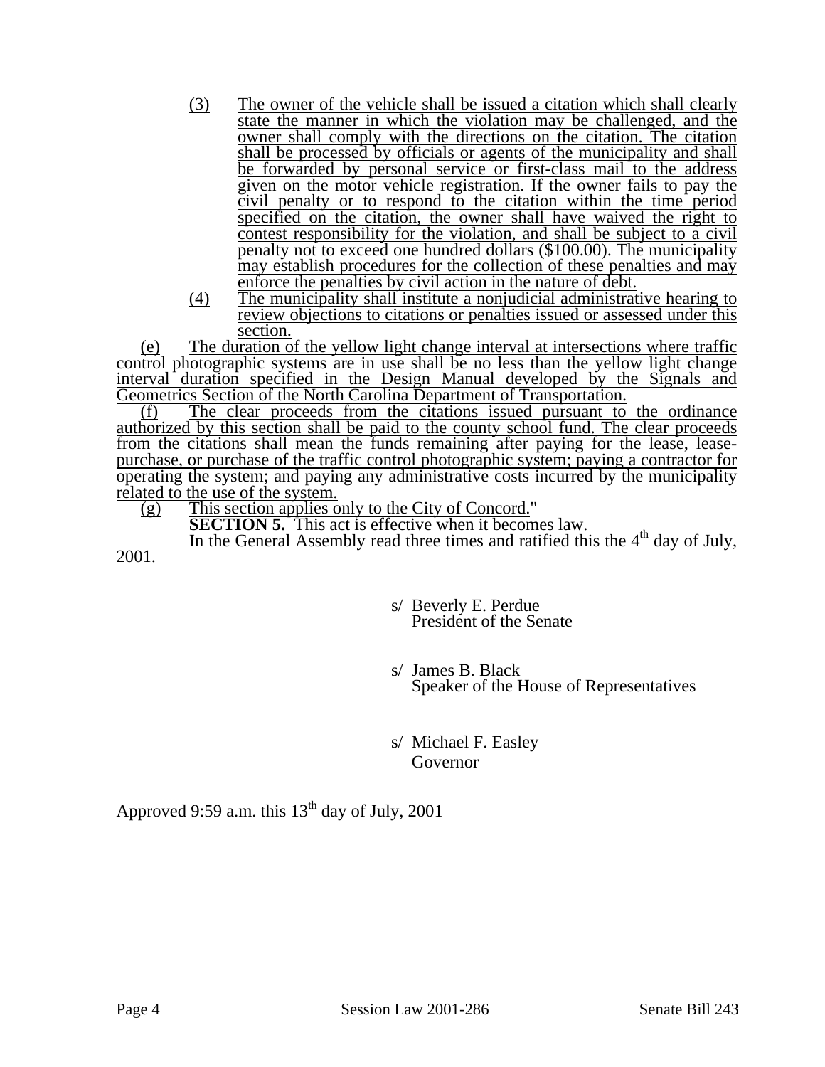(3) The owner of the vehicle shall be issued a citation which shall clearly state the manner in which the violation may be challenged, and the owner shall comply with the directions on the citation. The citation shall be processed by officials or agents of the municipality and shall be forwarded by personal service or first-class mail to the address given on the motor vehicle registration. If the owner fails to pay the civil penalty or to respond to the citation within the time period specified on the citation, the owner shall have waived the right to contest responsibility for the violation, and shall be subject to a civil penalty not to exceed one hundred dollars ($100.00). The municipality may establish procedures for the collection of these penalties and may enforce the penalties by civil action in the nature of debt.

(4) The municipality shall institute a nonjudicial administrative hearing to review objections to citations or penalties issued or assessed under this section.

(e) The duration of the yellow light change interval at intersections where traffic control photographic systems are in use shall be no less than the yellow light change interval duration specified in the Design Manual developed by the Signals and Geometrics Section of the North Carolina Department of Transportation.

(f) The clear proceeds from the citations issued pursuant to the ordinance authorized by this section shall be paid to the county school fund. The clear proceeds from the citations shall mean the funds remaining after paying for the lease, lease-purchase, or purchase of the traffic control photographic system; paying a contractor for operating the system; and paying any administrative costs incurred by the municipality related to the use of the system.

(g) This section applies only to the City of Concord."

**SECTION 5.** This act is effective when it becomes law.

In the General Assembly read three times and ratified this the 4th day of July, 2001.

s/ Beverly E. Perdue
President of the Senate

s/ James B. Black
Speaker of the House of Representatives

s/ Michael F. Easley
Governor

Approved 9:59 a.m. this 13th day of July, 2001